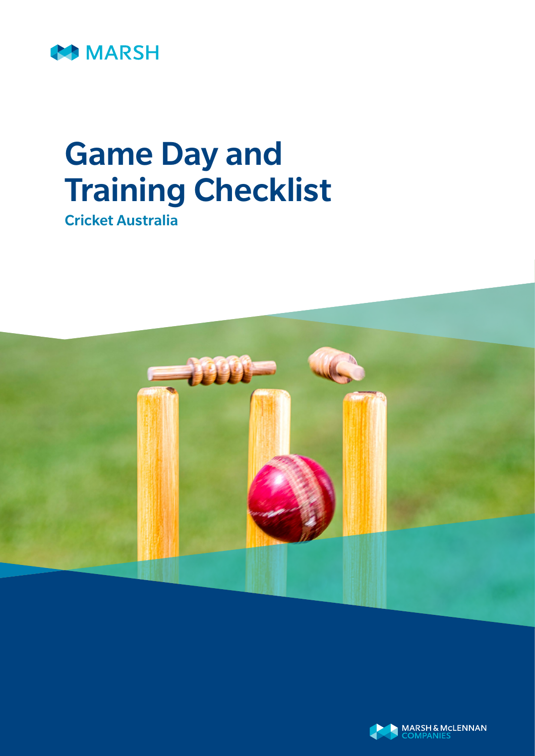MARSH

# Game Day and Training Checklist

## Cricket Australia

MARSH & McLENNAN COMPANIES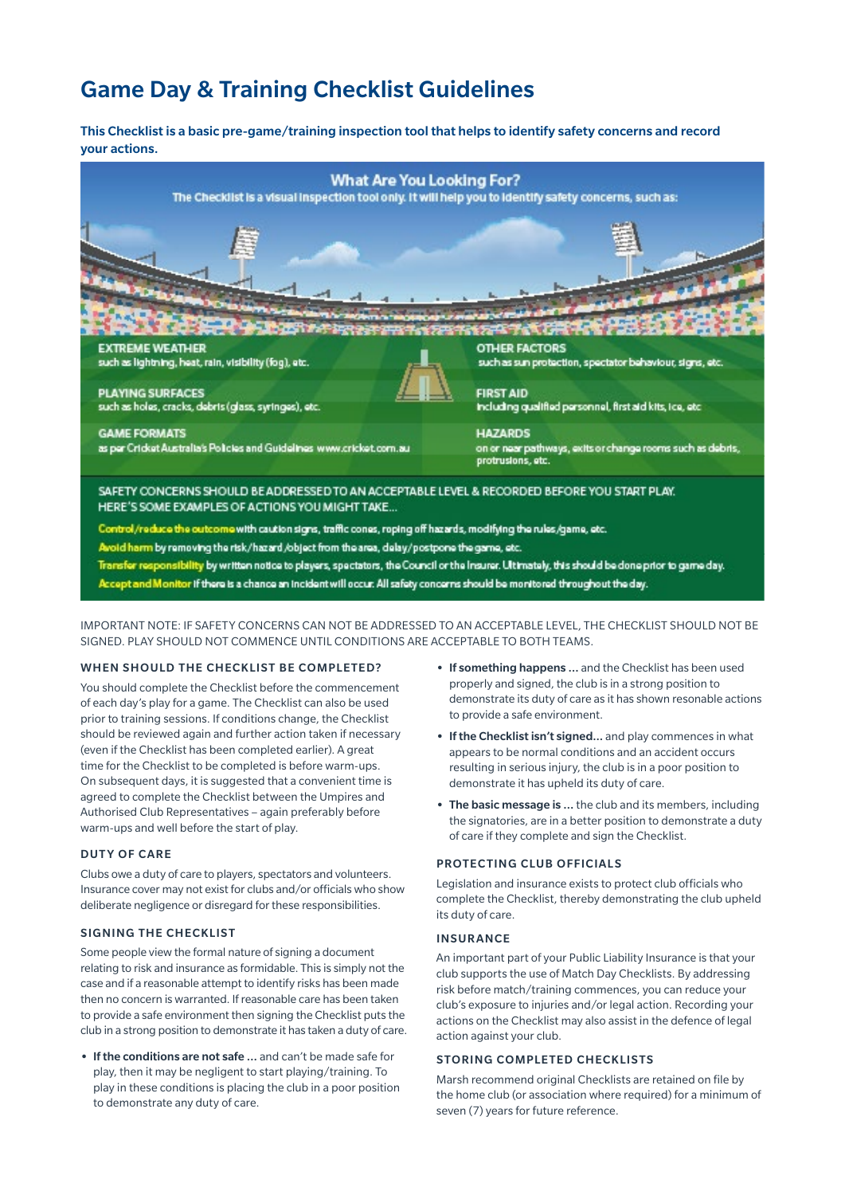# Game Day & Training Checklist Guidelines

**This Checklist is a basic pre-game/training inspection tool that helps to identify safety concerns and record your actions.**

## What Are You Looking For?

The Checklist is a visual inspection tool only. It will help you to identify safety concerns, such as:

**EXTREME WEATHER**
such as lightning, heat, rain, visibility (fog), etc.

**PLAYING SURFACES**
such as holes, cracks, debris (glass, syringes), etc.

**GAME FORMATS**
as per Cricket Australia's Policies and Guidelines www.cricket.com.au

**OTHER FACTORS**
such as sun protection, spectator behaviour, signs, etc.

**FIRST AID**
Including qualified personnel, first aid kits, ice, etc

**HAZARDS**
on or near pathways, exits or change rooms such as debris, protrusions, etc.

SAFETY CONCERNS SHOULD BE ADDRESSED TO AN ACCEPTABLE LEVEL & RECORDED BEFORE YOU START PLAY. HERE'S SOME EXAMPLES OF ACTIONS YOU MIGHT TAKE...

**Control/reduce the outcome** with caution signs, traffic cones, roping off hazards, modifying the rules/game, etc.

**Avoid harm** by removing the risk/hazard/object from the area, delay/postpone the game, etc.

**Transfer responsibility** by written notice to players, spectators, the Council or the Insurer. Ultimately, this should be done prior to game day.

**Accept and Monitor** if there is a chance an incident will occur. All safety concerns should be monitored throughout the day.

IMPORTANT NOTE: IF SAFETY CONCERNS CAN NOT BE ADDRESSED TO AN ACCEPTABLE LEVEL, THE CHECKLIST SHOULD NOT BE SIGNED. PLAY SHOULD NOT COMMENCE UNTIL CONDITIONS ARE ACCEPTABLE TO BOTH TEAMS.

### WHEN SHOULD THE CHECKLIST BE COMPLETED?

You should complete the Checklist before the commencement of each day's play for a game. The Checklist can also be used prior to training sessions. If conditions change, the Checklist should be reviewed again and further action taken if necessary (even if the Checklist has been completed earlier). A great time for the Checklist to be completed is before warm-ups. On subsequent days, it is suggested that a convenient time is agreed to complete the Checklist between the Umpires and Authorised Club Representatives – again preferably before warm-ups and well before the start of play.

### DUTY OF CARE

Clubs owe a duty of care to players, spectators and volunteers. Insurance cover may not exist for clubs and/or officials who show deliberate negligence or disregard for these responsibilities.

### SIGNING THE CHECKLIST

Some people view the formal nature of signing a document relating to risk and insurance as formidable. This is simply not the case and if a reasonable attempt to identify risks has been made then no concern is warranted. If reasonable care has been taken to provide a safe environment then signing the Checklist puts the club in a strong position to demonstrate it has taken a duty of care.

- **If the conditions are not safe ...** and can't be made safe for play, then it may be negligent to start playing/training. To play in these conditions is placing the club in a poor position to demonstrate any duty of care.
- **If something happens ...** and the Checklist has been used properly and signed, the club is in a strong position to demonstrate its duty of care as it has shown resonable actions to provide a safe environment.
- **If the Checklist isn't signed...** and play commences in what appears to be normal conditions and an accident occurs resulting in serious injury, the club is in a poor position to demonstrate it has upheld its duty of care.
- **The basic message is ...** the club and its members, including the signatories, are in a better position to demonstrate a duty of care if they complete and sign the Checklist.

### PROTECTING CLUB OFFICIALS

Legislation and insurance exists to protect club officials who complete the Checklist, thereby demonstrating the club upheld its duty of care.

### INSURANCE

An important part of your Public Liability Insurance is that your club supports the use of Match Day Checklists. By addressing risk before match/training commences, you can reduce your club's exposure to injuries and/or legal action. Recording your actions on the Checklist may also assist in the defence of legal action against your club.

### STORING COMPLETED CHECKLISTS

Marsh recommend original Checklists are retained on file by the home club (or association where required) for a minimum of seven (7) years for future reference.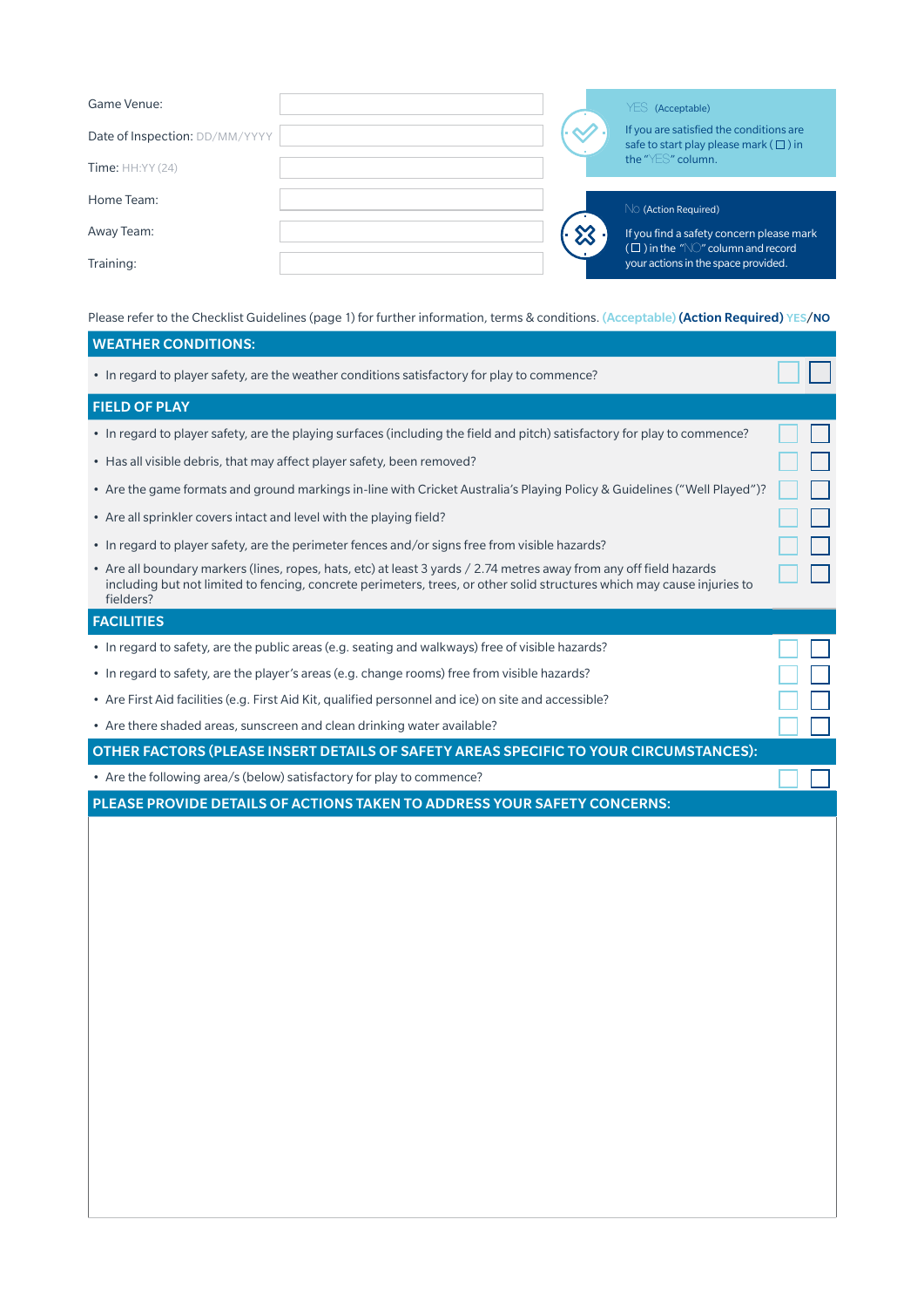| | |
|---|---|
| Game Venue: | |
| Date of Inspection: DD/MM/YYYY | |
| Time: HH:YY (24) | |
| Home Team: | |
| Away Team: | |
| Training: | |

**YES** (Acceptable)

If you are satisfied the conditions are safe to start play please mark ( ☐ ) in the "YES" column.

**No** (Action Required)

If you find a safety concern please mark ( ☐ ) in the "NO" column and record your actions in the space provided.

Please refer to the Checklist Guidelines (page 1) for further information, terms & conditions. (Acceptable) **(Action Required)** YES/**NO**

| **WEATHER CONDITIONS:** | YES | NO |
|---|---|---|
| • In regard to player safety, are the weather conditions satisfactory for play to commence? | ☐ | ☐ |
| **FIELD OF PLAY** | | |
| • In regard to player safety, are the playing surfaces (including the field and pitch) satisfactory for play to commence? | ☐ | ☐ |
| • Has all visible debris, that may affect player safety, been removed? | ☐ | ☐ |
| • Are the game formats and ground markings in-line with Cricket Australia's Playing Policy & Guidelines ("Well Played")? | ☐ | ☐ |
| • Are all sprinkler covers intact and level with the playing field? | ☐ | ☐ |
| • In regard to player safety, are the perimeter fences and/or signs free from visible hazards? | ☐ | ☐ |
| • Are all boundary markers (lines, ropes, hats, etc) at least 3 yards / 2.74 metres away from any off field hazards including but not limited to fencing, concrete perimeters, trees, or other solid structures which may cause injuries to fielders? | ☐ | ☐ |
| **FACILITIES** | | |
| • In regard to safety, are the public areas (e.g. seating and walkways) free of visible hazards? | ☐ | ☐ |
| • In regard to safety, are the player's areas (e.g. change rooms) free from visible hazards? | ☐ | ☐ |
| • Are First Aid facilities (e.g. First Aid Kit, qualified personnel and ice) on site and accessible? | ☐ | ☐ |
| • Are there shaded areas, sunscreen and clean drinking water available? | ☐ | ☐ |
| **OTHER FACTORS (PLEASE INSERT DETAILS OF SAFETY AREAS SPECIFIC TO YOUR CIRCUMSTANCES):** | | |
| • Are the following area/s (below) satisfactory for play to commence? | ☐ | ☐ |

**PLEASE PROVIDE DETAILS OF ACTIONS TAKEN TO ADDRESS YOUR SAFETY CONCERNS:**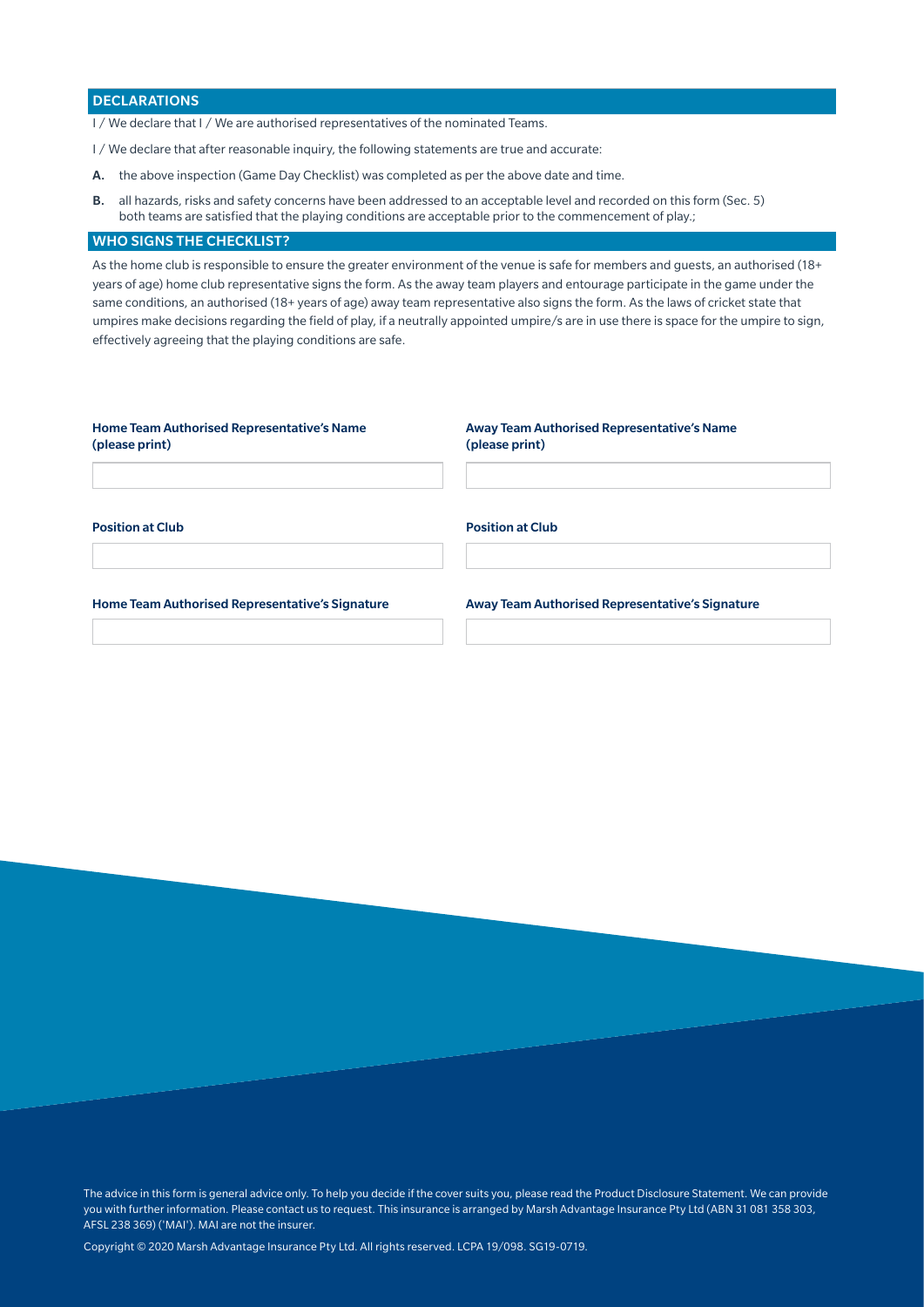## DECLARATIONS

I / We declare that I / We are authorised representatives of the nominated Teams.

I / We declare that after reasonable inquiry, the following statements are true and accurate:

**A.** the above inspection (Game Day Checklist) was completed as per the above date and time.

**B.** all hazards, risks and safety concerns have been addressed to an acceptable level and recorded on this form (Sec. 5) both teams are satisfied that the playing conditions are acceptable prior to the commencement of play.;

## WHO SIGNS THE CHECKLIST?

As the home club is responsible to ensure the greater environment of the venue is safe for members and guests, an authorised (18+ years of age) home club representative signs the form. As the away team players and entourage participate in the game under the same conditions, an authorised (18+ years of age) away team representative also signs the form. As the laws of cricket state that umpires make decisions regarding the field of play, if a neutrally appointed umpire/s are in use there is space for the umpire to sign, effectively agreeing that the playing conditions are safe.

**Home Team Authorised Representative's Name (please print)**

**Position at Club**

**Home Team Authorised Representative's Signature**

**Away Team Authorised Representative's Name (please print)**

**Position at Club**

**Away Team Authorised Representative's Signature**

The advice in this form is general advice only. To help you decide if the cover suits you, please read the Product Disclosure Statement. We can provide you with further information. Please contact us to request. This insurance is arranged by Marsh Advantage Insurance Pty Ltd (ABN 31 081 358 303, AFSL 238 369) ('MAI'). MAI are not the insurer.

Copyright © 2020 Marsh Advantage Insurance Pty Ltd. All rights reserved. LCPA 19/098. SG19-0719.